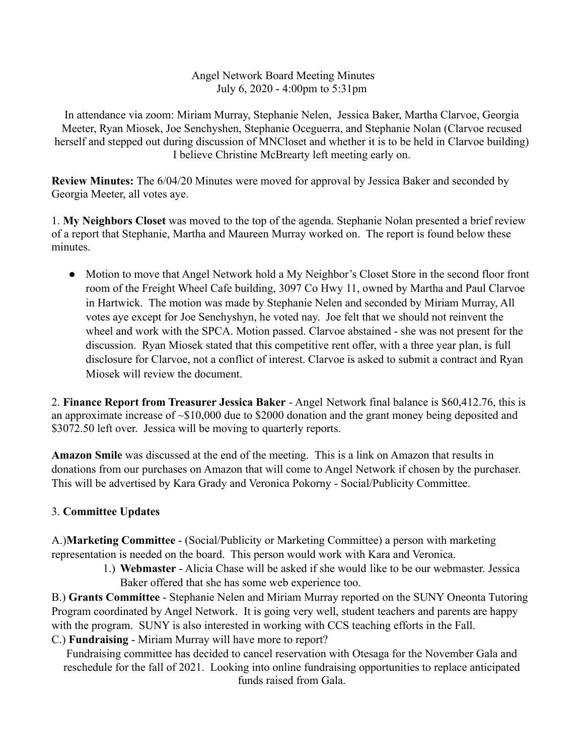Angel Network Board Meeting Minutes
July 6, 2020 - 4:00pm to 5:31pm

In attendance via zoom: Miriam Murray, Stephanie Nelen, Jessica Baker, Martha Clarvoe, Georgia Meeter, Ryan Miosek, Joe Senchyshen, Stephanie Oceguerra, and Stephanie Nolan (Clarvoe recused herself and stepped out during discussion of MNCloset and whether it is to be held in Clarvoe building) I believe Christine McBrearty left meeting early on.

**Review Minutes:** The 6/04/20 Minutes were moved for approval by Jessica Baker and seconded by Georgia Meeter, all votes aye.

1. **My Neighbors Closet** was moved to the top of the agenda. Stephanie Nolan presented a brief review of a report that Stephanie, Martha and Maureen Murray worked on. The report is found below these minutes.

- Motion to move that Angel Network hold a My Neighbor's Closet Store in the second floor front room of the Freight Wheel Cafe building, 3097 Co Hwy 11, owned by Martha and Paul Clarvoe in Hartwick. The motion was made by Stephanie Nelen and seconded by Miriam Murray, All votes aye except for Joe Senchyshyn, he voted nay. Joe felt that we should not reinvent the wheel and work with the SPCA. Motion passed. Clarvoe abstained - she was not present for the discussion. Ryan Miosek stated that this competitive rent offer, with a three year plan, is full disclosure for Clarvoe, not a conflict of interest. Clarvoe is asked to submit a contract and Ryan Miosek will review the document.

2. **Finance Report from Treasurer Jessica Baker** - Angel Network final balance is $60,412.76, this is an approximate increase of ~$10,000 due to $2000 donation and the grant money being deposited and $3072.50 left over. Jessica will be moving to quarterly reports.

**Amazon Smile** was discussed at the end of the meeting. This is a link on Amazon that results in donations from our purchases on Amazon that will come to Angel Network if chosen by the purchaser. This will be advertised by Kara Grady and Veronica Pokorny - Social/Publicity Committee.

3. **Committee Updates**

A.)**Marketing Committee** - (Social/Publicity or Marketing Committee) a person with marketing representation is needed on the board. This person would work with Kara and Veronica.

1.) **Webmaster** - Alicia Chase will be asked if she would like to be our webmaster. Jessica Baker offered that she has some web experience too.

B.) **Grants Committee** - Stephanie Nelen and Miriam Murray reported on the SUNY Oneonta Tutoring Program coordinated by Angel Network. It is going very well, student teachers and parents are happy with the program. SUNY is also interested in working with CCS teaching efforts in the Fall.

C.) **Fundraising** - Miriam Murray will have more to report?

Fundraising committee has decided to cancel reservation with Otesaga for the November Gala and reschedule for the fall of 2021. Looking into online fundraising opportunities to replace anticipated funds raised from Gala.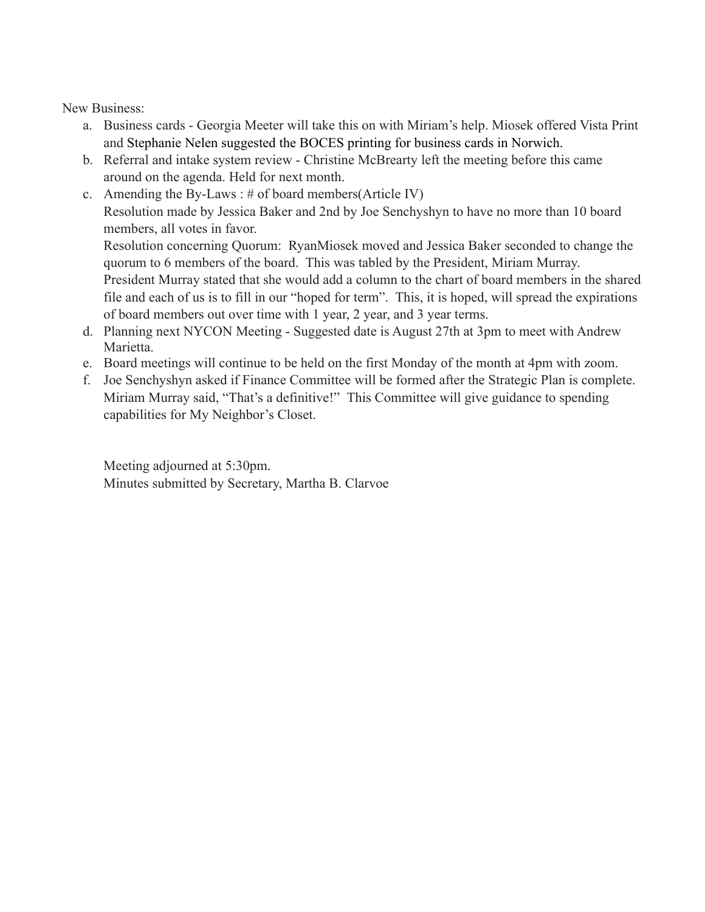New Business:

a. Business cards - Georgia Meeter will take this on with Miriam's help. Miosek offered Vista Print and Stephanie Nelen suggested the BOCES printing for business cards in Norwich.
b. Referral and intake system review - Christine McBrearty left the meeting before this came around on the agenda. Held for next month.
c. Amending the By-Laws : # of board members(Article IV)
   Resolution made by Jessica Baker and 2nd by Joe Senchyshyn to have no more than 10 board members, all votes in favor.
   Resolution concerning Quorum: RyanMiosek moved and Jessica Baker seconded to change the quorum to 6 members of the board. This was tabled by the President, Miriam Murray.
   President Murray stated that she would add a column to the chart of board members in the shared file and each of us is to fill in our "hoped for term". This, it is hoped, will spread the expirations of board members out over time with 1 year, 2 year, and 3 year terms.
d. Planning next NYCON Meeting - Suggested date is August 27th at 3pm to meet with Andrew Marietta.
e. Board meetings will continue to be held on the first Monday of the month at 4pm with zoom.
f. Joe Senchyshyn asked if Finance Committee will be formed after the Strategic Plan is complete. Miriam Murray said, "That's a definitive!" This Committee will give guidance to spending capabilities for My Neighbor's Closet.

Meeting adjourned at 5:30pm.
Minutes submitted by Secretary, Martha B. Clarvoe